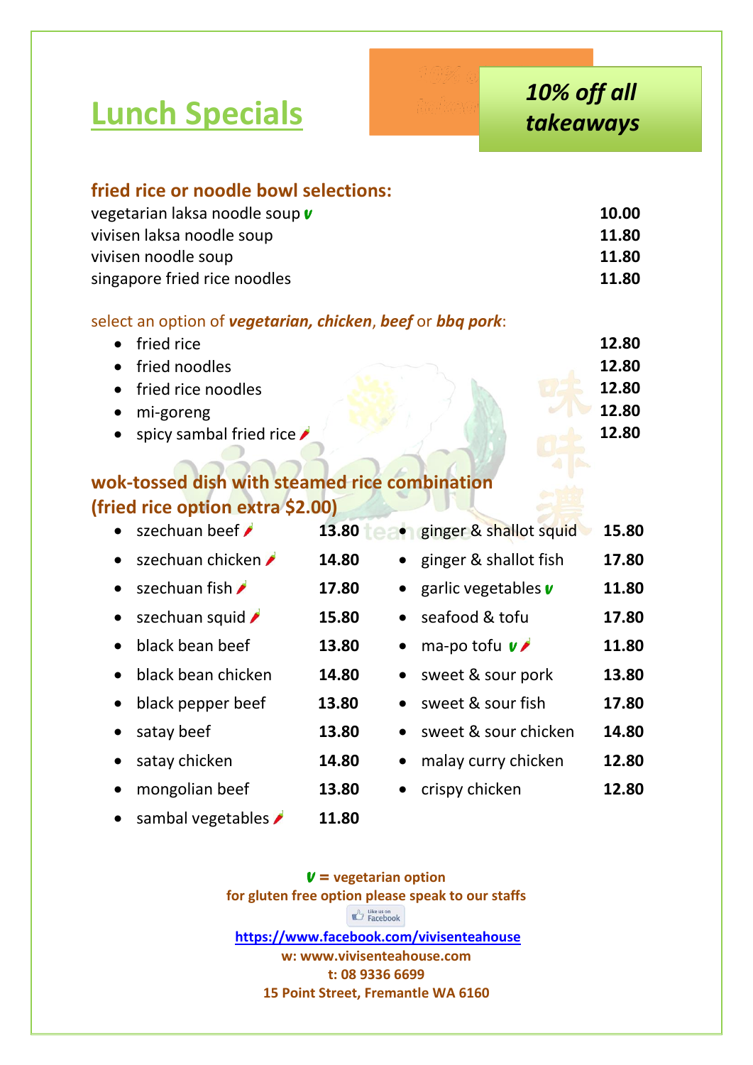# Lunch Specials

*10% off all takeaways*

## fried rice or noodle bowl selections:

| | |
|---|---|
| vegetarian laksa noodle soup *v* | 10.00 |
| vivisen laksa noodle soup | 11.80 |
| vivisen noodle soup | 11.80 |
| singapore fried rice noodles | 11.80 |

select an option of ***vegetarian, chicken***, ***beef*** or ***bbq pork***:

| | |
|---|---|
| • fried rice | 12.80 |
| • fried noodles | 12.80 |
| • fried rice noodles | 12.80 |
| • mi-goreng | 12.80 |
| • spicy sambal fried rice 🌶 | 12.80 |

## wok-tossed dish with steamed rice combination (fried rice option extra $2.00)

| | |
|---|---|
| • szechuan beef 🌶 | 13.80 |
| • szechuan chicken 🌶 | 14.80 |
| • szechuan fish 🌶 | 17.80 |
| • szechuan squid 🌶 | 15.80 |
| • black bean beef | 13.80 |
| • black bean chicken | 14.80 |
| • black pepper beef | 13.80 |
| • satay beef | 13.80 |
| • satay chicken | 14.80 |
| • mongolian beef | 13.80 |
| • sambal vegetables 🌶 | 11.80 |
| • ginger & shallot squid | 15.80 |
| • ginger & shallot fish | 17.80 |
| • garlic vegetables *v* | 11.80 |
| • seafood & tofu | 17.80 |
| • ma-po tofu *v* 🌶 | 11.80 |
| • sweet & sour pork | 13.80 |
| • sweet & sour fish | 17.80 |
| • sweet & sour chicken | 14.80 |
| • malay curry chicken | 12.80 |
| • crispy chicken | 12.80 |

***v*** **= vegetarian option**

**for gluten free option please speak to our staffs**

Like us on Facebook

**https://www.facebook.com/vivisenteahouse**

**w: www.vivisenteahouse.com**

**t: 08 9336 6699**

**15 Point Street, Fremantle WA 6160**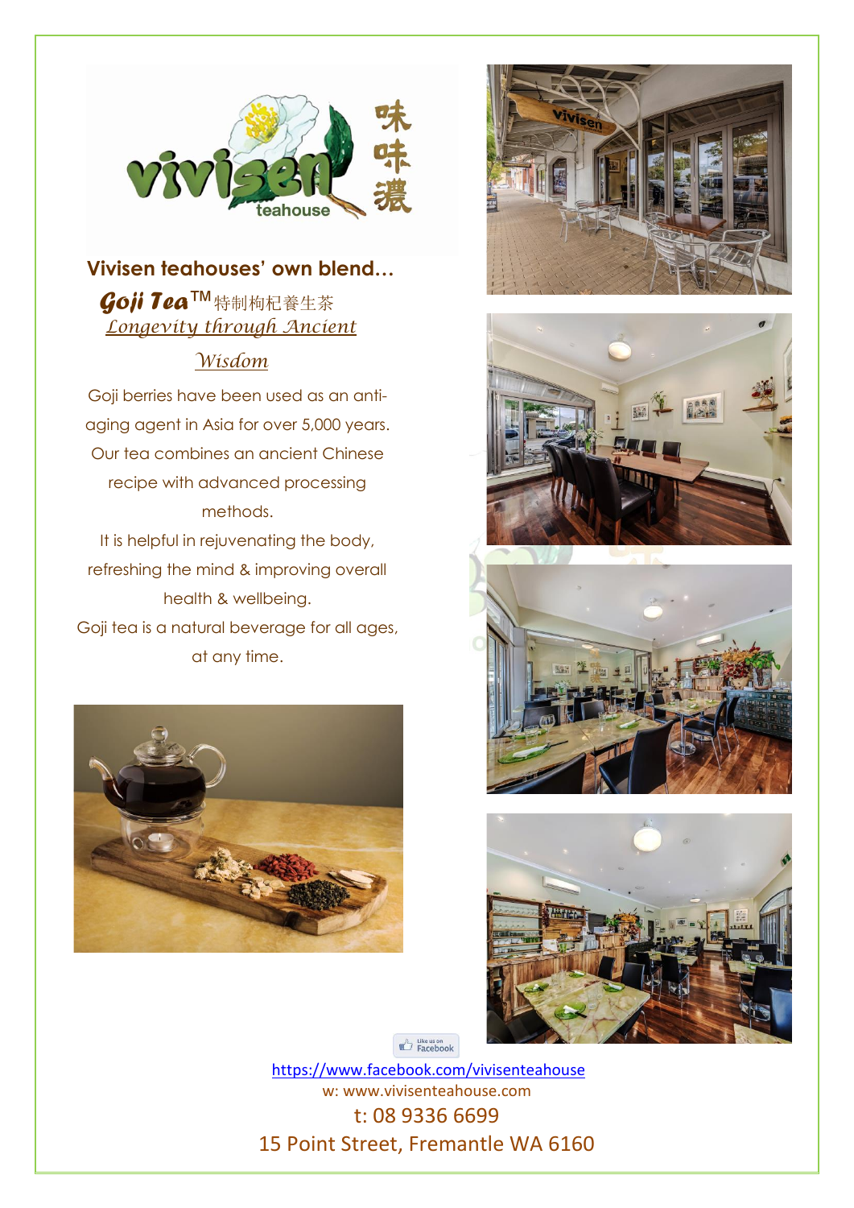## Vivisen teahouses' own blend…

***Goji Tea***™ 特制枸杞養生茶

*Longevity through Ancient Wisdom*

Goji berries have been used as an anti-aging agent in Asia for over 5,000 years. Our tea combines an ancient Chinese recipe with advanced processing methods.

It is helpful in rejuvenating the body, refreshing the mind & improving overall health & wellbeing.

Goji tea is a natural beverage for all ages, at any time.

https://www.facebook.com/vivisenteahouse

w: www.vivisenteahouse.com

t: 08 9336 6699

15 Point Street, Fremantle WA 6160